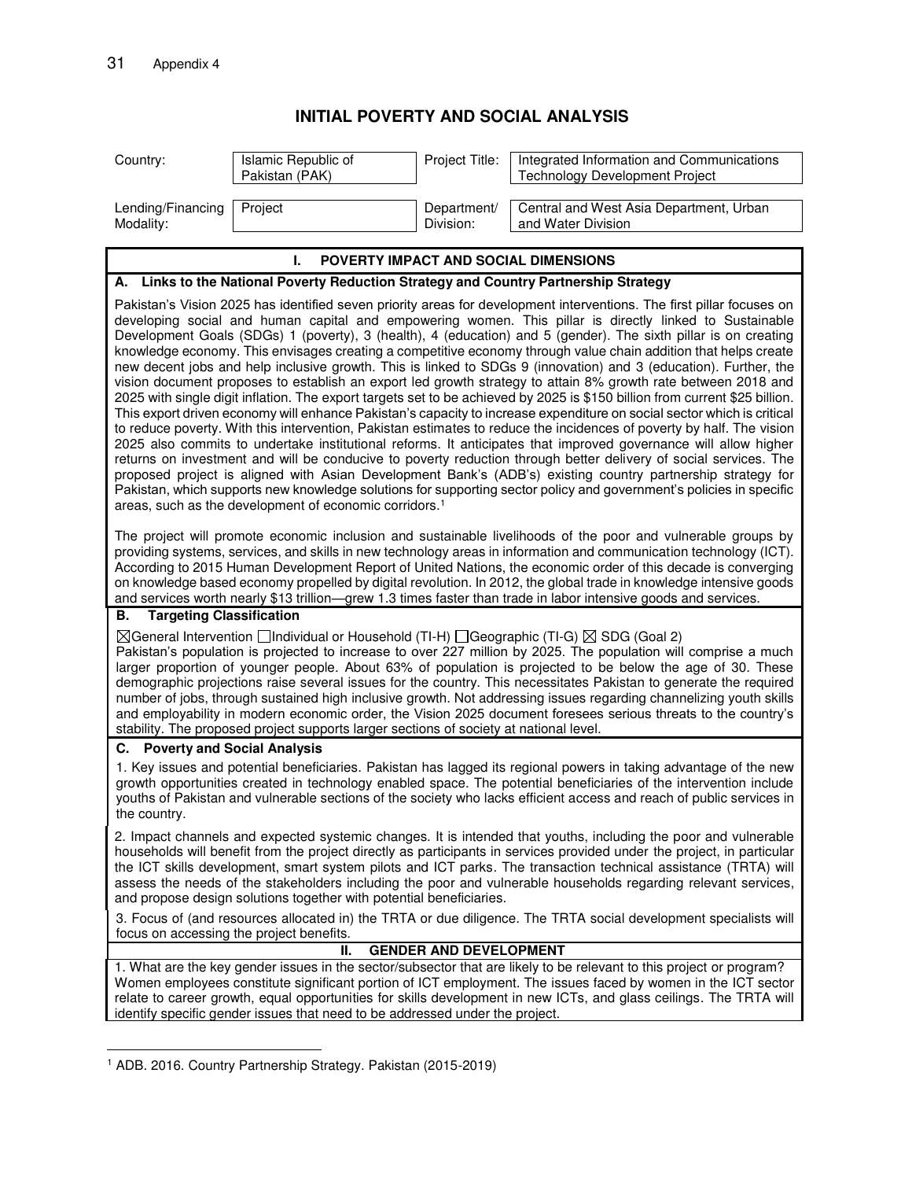# INITIAL POVERTY AND SOCIAL ANALYSIS

| Country: | Islamic Republic of Pakistan (PAK) | Project Title: | Integrated Information and Communications Technology Development Project |
|---|---|---|---|
| Lending/Financing Modality: | Project | Department/ Division: | Central and West Asia Department, Urban and Water Division |

## I. POVERTY IMPACT AND SOCIAL DIMENSIONS

### A. Links to the National Poverty Reduction Strategy and Country Partnership Strategy

Pakistan's Vision 2025 has identified seven priority areas for development interventions. The first pillar focuses on developing social and human capital and empowering women. This pillar is directly linked to Sustainable Development Goals (SDGs) 1 (poverty), 3 (health), 4 (education) and 5 (gender). The sixth pillar is on creating knowledge economy. This envisages creating a competitive economy through value chain addition that helps create new decent jobs and help inclusive growth. This is linked to SDGs 9 (innovation) and 3 (education). Further, the vision document proposes to establish an export led growth strategy to attain 8% growth rate between 2018 and 2025 with single digit inflation. The export targets set to be achieved by 2025 is $150 billion from current $25 billion. This export driven economy will enhance Pakistan's capacity to increase expenditure on social sector which is critical to reduce poverty. With this intervention, Pakistan estimates to reduce the incidences of poverty by half. The vision 2025 also commits to undertake institutional reforms. It anticipates that improved governance will allow higher returns on investment and will be conducive to poverty reduction through better delivery of social services. The proposed project is aligned with Asian Development Bank's (ADB's) existing country partnership strategy for Pakistan, which supports new knowledge solutions for supporting sector policy and government's policies in specific areas, such as the development of economic corridors.[1]

The project will promote economic inclusion and sustainable livelihoods of the poor and vulnerable groups by providing systems, services, and skills in new technology areas in information and communication technology (ICT). According to 2015 Human Development Report of United Nations, the economic order of this decade is converging on knowledge based economy propelled by digital revolution. In 2012, the global trade in knowledge intensive goods and services worth nearly $13 trillion—grew 1.3 times faster than trade in labor intensive goods and services.

### B. Targeting Classification

☒General Intervention ☐Individual or Household (TI-H) ☐Geographic (TI-G) ☒ SDG (Goal 2)

Pakistan's population is projected to increase to over 227 million by 2025. The population will comprise a much larger proportion of younger people. About 63% of population is projected to be below the age of 30. These demographic projections raise several issues for the country. This necessitates Pakistan to generate the required number of jobs, through sustained high inclusive growth. Not addressing issues regarding channelizing youth skills and employability in modern economic order, the Vision 2025 document foresees serious threats to the country's stability. The proposed project supports larger sections of society at national level.

### C. Poverty and Social Analysis

1. Key issues and potential beneficiaries. Pakistan has lagged its regional powers in taking advantage of the new growth opportunities created in technology enabled space. The potential beneficiaries of the intervention include youths of Pakistan and vulnerable sections of the society who lacks efficient access and reach of public services in the country.

2. Impact channels and expected systemic changes. It is intended that youths, including the poor and vulnerable households will benefit from the project directly as participants in services provided under the project, in particular the ICT skills development, smart system pilots and ICT parks. The transaction technical assistance (TRTA) will assess the needs of the stakeholders including the poor and vulnerable households regarding relevant services, and propose design solutions together with potential beneficiaries.

3. Focus of (and resources allocated in) the TRTA or due diligence. The TRTA social development specialists will focus on accessing the project benefits.

## II. GENDER AND DEVELOPMENT

1. What are the key gender issues in the sector/subsector that are likely to be relevant to this project or program? Women employees constitute significant portion of ICT employment. The issues faced by women in the ICT sector relate to career growth, equal opportunities for skills development in new ICTs, and glass ceilings. The TRTA will identify specific gender issues that need to be addressed under the project.

---

[1] ADB. 2016. Country Partnership Strategy. Pakistan (2015-2019)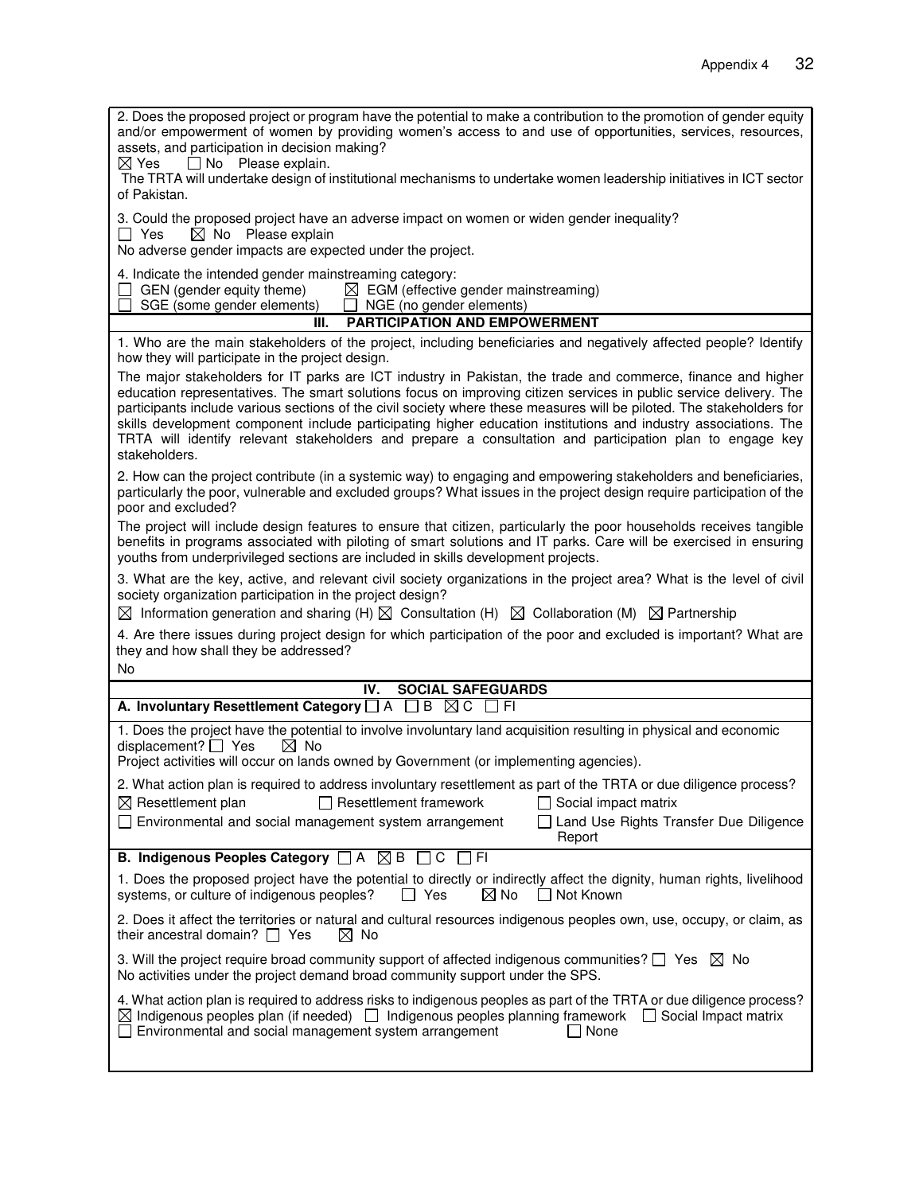2. Does the proposed project or program have the potential to make a contribution to the promotion of gender equity and/or empowerment of women by providing women's access to and use of opportunities, services, resources, assets, and participation in decision making?

☒ Yes ☐ No Please explain.

The TRTA will undertake design of institutional mechanisms to undertake women leadership initiatives in ICT sector of Pakistan.

3. Could the proposed project have an adverse impact on women or widen gender inequality?

☐ Yes ☒ No Please explain

No adverse gender impacts are expected under the project.

4. Indicate the intended gender mainstreaming category:

☐ GEN (gender equity theme) ☒ EGM (effective gender mainstreaming)
☐ SGE (some gender elements) ☐ NGE (no gender elements)

## III. PARTICIPATION AND EMPOWERMENT

1. Who are the main stakeholders of the project, including beneficiaries and negatively affected people? Identify how they will participate in the project design.

The major stakeholders for IT parks are ICT industry in Pakistan, the trade and commerce, finance and higher education representatives. The smart solutions focus on improving citizen services in public service delivery. The participants include various sections of the civil society where these measures will be piloted. The stakeholders for skills development component include participating higher education institutions and industry associations. The TRTA will identify relevant stakeholders and prepare a consultation and participation plan to engage key stakeholders.

2. How can the project contribute (in a systemic way) to engaging and empowering stakeholders and beneficiaries, particularly the poor, vulnerable and excluded groups? What issues in the project design require participation of the poor and excluded?

The project will include design features to ensure that citizen, particularly the poor households receives tangible benefits in programs associated with piloting of smart solutions and IT parks. Care will be exercised in ensuring youths from underprivileged sections are included in skills development projects.

3. What are the key, active, and relevant civil society organizations in the project area? What is the level of civil society organization participation in the project design?

☒ Information generation and sharing (H) ☒ Consultation (H) ☒ Collaboration (M) ☒ Partnership

4. Are there issues during project design for which participation of the poor and excluded is important? What are they and how shall they be addressed?

No

## IV. SOCIAL SAFEGUARDS

**A. Involuntary Resettlement Category** ☐ A ☐ B ☒ C ☐ FI

1. Does the project have the potential to involve involuntary land acquisition resulting in physical and economic displacement? ☐ Yes ☒ No

Project activities will occur on lands owned by Government (or implementing agencies).

2. What action plan is required to address involuntary resettlement as part of the TRTA or due diligence process?

☒ Resettlement plan ☐ Resettlement framework ☐ Social impact matrix
☐ Environmental and social management system arrangement ☐ Land Use Rights Transfer Due Diligence Report

**B. Indigenous Peoples Category** ☐ A ☒ B ☐ C ☐ FI

1. Does the proposed project have the potential to directly or indirectly affect the dignity, human rights, livelihood systems, or culture of indigenous peoples? ☐ Yes ☒ No ☐ Not Known

2. Does it affect the territories or natural and cultural resources indigenous peoples own, use, occupy, or claim, as their ancestral domain? ☐ Yes ☒ No

3. Will the project require broad community support of affected indigenous communities? ☐ Yes ☒ No

No activities under the project demand broad community support under the SPS.

4. What action plan is required to address risks to indigenous peoples as part of the TRTA or due diligence process?

☒ Indigenous peoples plan (if needed) ☐ Indigenous peoples planning framework ☐ Social Impact matrix
☐ Environmental and social management system arrangement ☐ None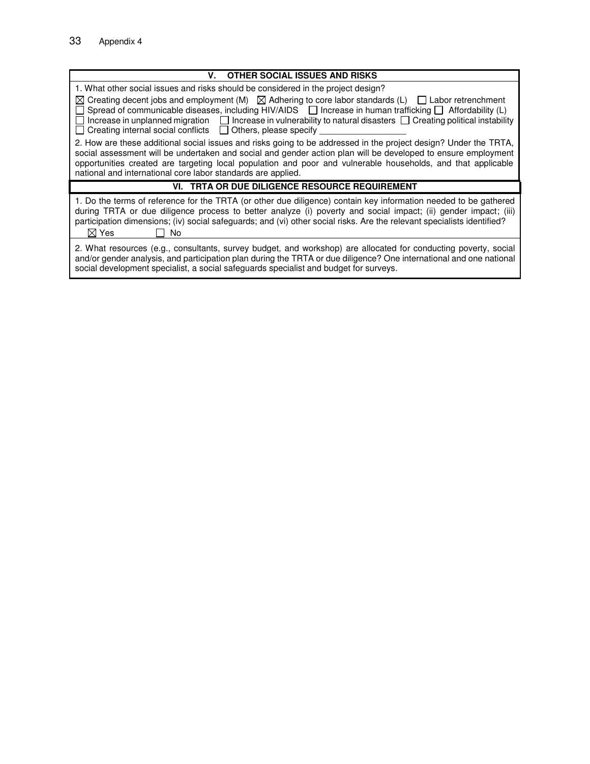## V. OTHER SOCIAL ISSUES AND RISKS

1. What other social issues and risks should be considered in the project design?

☒ Creating decent jobs and employment (M) ☒ Adhering to core labor standards (L) ☐ Labor retrenchment
☐ Spread of communicable diseases, including HIV/AIDS ☐ Increase in human trafficking ☐ Affordability (L)
☐ Increase in unplanned migration ☐ Increase in vulnerability to natural disasters ☐ Creating political instability
☐ Creating internal social conflicts ☐ Others, please specify ________________

2. How are these additional social issues and risks going to be addressed in the project design? Under the TRTA, social assessment will be undertaken and social and gender action plan will be developed to ensure employment opportunities created are targeting local population and poor and vulnerable households, and that applicable national and international core labor standards are applied.

## VI. TRTA OR DUE DILIGENCE RESOURCE REQUIREMENT

1. Do the terms of reference for the TRTA (or other due diligence) contain key information needed to be gathered during TRTA or due diligence process to better analyze (i) poverty and social impact; (ii) gender impact; (iii) participation dimensions; (iv) social safeguards; and (vi) other social risks. Are the relevant specialists identified?

☒ Yes ☐ No

2. What resources (e.g., consultants, survey budget, and workshop) are allocated for conducting poverty, social and/or gender analysis, and participation plan during the TRTA or due diligence? One international and one national social development specialist, a social safeguards specialist and budget for surveys.